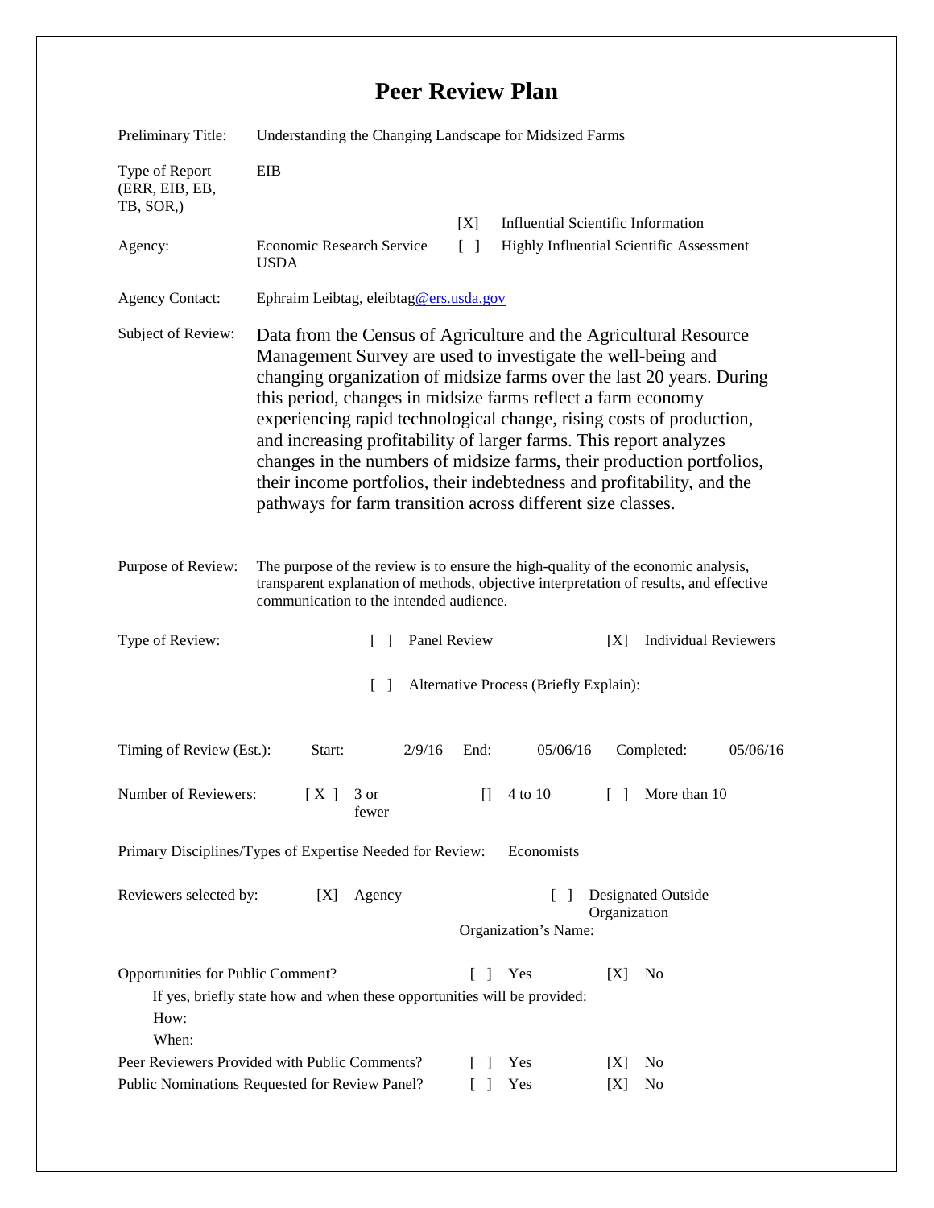# Peer Review Plan

Preliminary Title: Understanding the Changing Landscape for Midsized Farms

Type of Report (ERR, EIB, EB, TB, SOR,): EIB

Agency: Economic Research Service USDA

[X] Influential Scientific Information

[ ] Highly Influential Scientific Assessment

Agency Contact: Ephraim Leibtag, eleibtag@ers.usda.gov

Subject of Review: Data from the Census of Agriculture and the Agricultural Resource Management Survey are used to investigate the well-being and changing organization of midsize farms over the last 20 years. During this period, changes in midsize farms reflect a farm economy experiencing rapid technological change, rising costs of production, and increasing profitability of larger farms. This report analyzes changes in the numbers of midsize farms, their production portfolios, their income portfolios, their indebtedness and profitability, and the pathways for farm transition across different size classes.

Purpose of Review: The purpose of the review is to ensure the high-quality of the economic analysis, transparent explanation of methods, objective interpretation of results, and effective communication to the intended audience.

Type of Review: [ ] Panel Review [X] Individual Reviewers

[ ] Alternative Process (Briefly Explain):

Timing of Review (Est.): Start: 2/9/16 End: 05/06/16 Completed: 05/06/16

Number of Reviewers: [ X ] 3 or fewer [] 4 to 10 [ ] More than 10

Primary Disciplines/Types of Expertise Needed for Review: Economists

Reviewers selected by: [X] Agency [ ] Designated Outside Organization

Organization's Name:

Opportunities for Public Comment? [ ] Yes [X] No

If yes, briefly state how and when these opportunities will be provided:

How:

When:

Peer Reviewers Provided with Public Comments? [ ] Yes [X] No

Public Nominations Requested for Review Panel? [ ] Yes [X] No